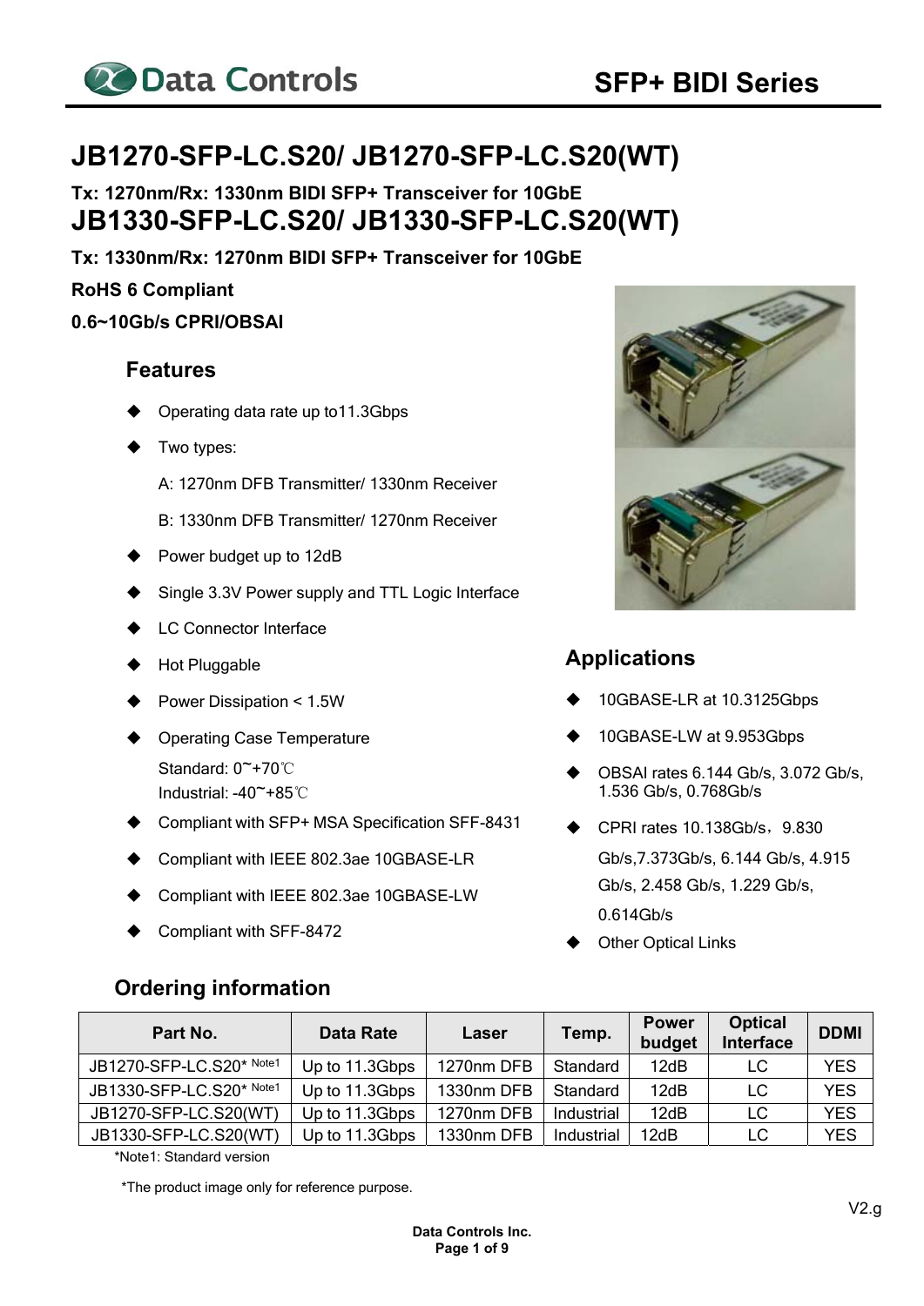# JB1270-SFP-LC.S20/ JB1270-SFP-LC.S20(WT)

**Tx: 1270nm/Rx: 1330nm BIDI SFP+ Transceiver for 10GbE**

# JB1330-SFP-LC.S20/ JB1330-SFP-LC.S20(WT)

**Tx: 1330nm/Rx: 1270nm BIDI SFP+ Transceiver for 10GbE**

**RoHS 6 Compliant**

**0.6~10Gb/s CPRI/OBSAI**

## Features

- Operating data rate up to11.3Gbps
- Two types:

  A: 1270nm DFB Transmitter/ 1330nm Receiver

  B: 1330nm DFB Transmitter/ 1270nm Receiver
- Power budget up to 12dB
- Single 3.3V Power supply and TTL Logic Interface
- LC Connector Interface
- Hot Pluggable
- Power Dissipation < 1.5W
- Operating Case Temperature

  Standard: 0~+70℃

  Industrial: -40~+85℃
- Compliant with SFP+ MSA Specification SFF-8431
- Compliant with IEEE 802.3ae 10GBASE-LR
- Compliant with IEEE 802.3ae 10GBASE-LW
- Compliant with SFF-8472

## Applications

- 10GBASE-LR at 10.3125Gbps
- 10GBASE-LW at 9.953Gbps
- OBSAI rates 6.144 Gb/s, 3.072 Gb/s, 1.536 Gb/s, 0.768Gb/s
- CPRI rates 10.138Gb/s，9.830 Gb/s,7.373Gb/s, 6.144 Gb/s, 4.915 Gb/s, 2.458 Gb/s, 1.229 Gb/s, 0.614Gb/s
- Other Optical Links

## Ordering information

| Part No. | Data Rate | Laser | Temp. | Power budget | Optical Interface | DDMI |
|---|---|---|---|---|---|---|
| JB1270-SFP-LC.S20* Note1 | Up to 11.3Gbps | 1270nm DFB | Standard | 12dB | LC | YES |
| JB1330-SFP-LC.S20* Note1 | Up to 11.3Gbps | 1330nm DFB | Standard | 12dB | LC | YES |
| JB1270-SFP-LC.S20(WT) | Up to 11.3Gbps | 1270nm DFB | Industrial | 12dB | LC | YES |
| JB1330-SFP-LC.S20(WT) | Up to 11.3Gbps | 1330nm DFB | Industrial | 12dB | LC | YES |

*Note1: Standard version

*The product image only for reference purpose.

V2.g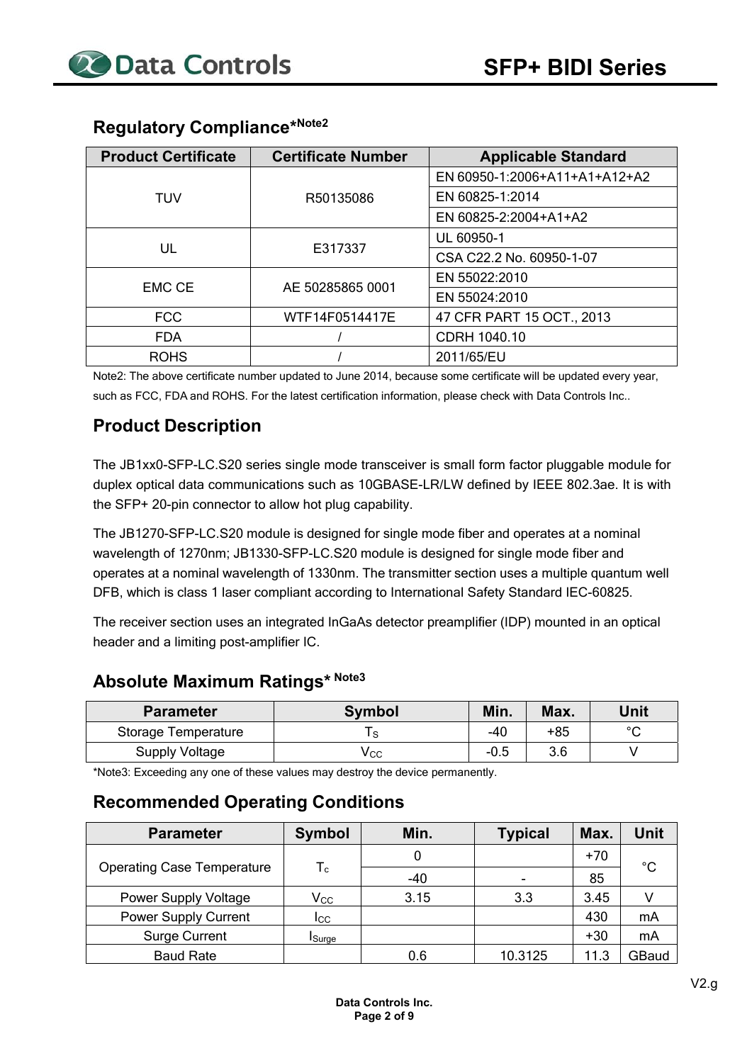## Regulatory Compliance*Note2

| Product Certificate | Certificate Number | Applicable Standard |
|---|---|---|
| TUV | R50135086 | EN 60950-1:2006+A11+A1+A12+A2 |
| | | EN 60825-1:2014 |
| | | EN 60825-2:2004+A1+A2 |
| UL | E317337 | UL 60950-1 |
| | | CSA C22.2 No. 60950-1-07 |
| EMC CE | AE 50285865 0001 | EN 55022:2010 |
| | | EN 55024:2010 |
| FCC | WTF14F0514417E | 47 CFR PART 15 OCT., 2013 |
| FDA | / | CDRH 1040.10 |
| ROHS | / | 2011/65/EU |

Note2: The above certificate number updated to June 2014, because some certificate will be updated every year, such as FCC, FDA and ROHS. For the latest certification information, please check with Data Controls Inc..

## Product Description

The JB1xx0-SFP-LC.S20 series single mode transceiver is small form factor pluggable module for duplex optical data communications such as 10GBASE-LR/LW defined by IEEE 802.3ae. It is with the SFP+ 20-pin connector to allow hot plug capability.

The JB1270-SFP-LC.S20 module is designed for single mode fiber and operates at a nominal wavelength of 1270nm; JB1330-SFP-LC.S20 module is designed for single mode fiber and operates at a nominal wavelength of 1330nm. The transmitter section uses a multiple quantum well DFB, which is class 1 laser compliant according to International Safety Standard IEC-60825.

The receiver section uses an integrated InGaAs detector preamplifier (IDP) mounted in an optical header and a limiting post-amplifier IC.

## Absolute Maximum Ratings* Note3

| Parameter | Symbol | Min. | Max. | Unit |
|---|---|---|---|---|
| Storage Temperature | $T_S$ | -40 | +85 | °C |
| Supply Voltage | $V_{CC}$ | -0.5 | 3.6 | V |

*Note3: Exceeding any one of these values may destroy the device permanently.

## Recommended Operating Conditions

| Parameter | Symbol | Min. | Typical | Max. | Unit |
|---|---|---|---|---|---|
| Operating Case Temperature | $T_c$ | 0 | | +70 | °C |
| | | -40 | - | 85 | |
| Power Supply Voltage | $V_{CC}$ | 3.15 | 3.3 | 3.45 | V |
| Power Supply Current | $I_{CC}$ | | | 430 | mA |
| Surge Current | $I_{Surge}$ | | | +30 | mA |
| Baud Rate | | 0.6 | 10.3125 | 11.3 | GBaud |

V2.g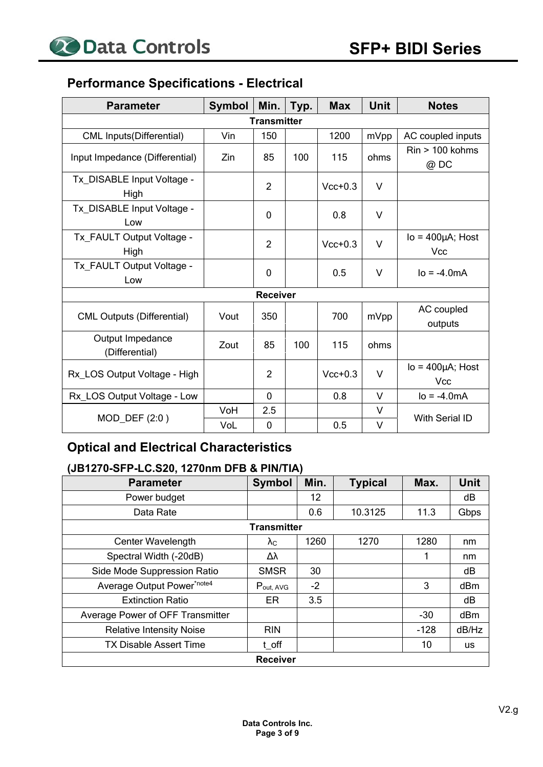## Performance Specifications - Electrical

| Parameter | Symbol | Min. | Typ. | Max | Unit | Notes |
|---|---|---|---|---|---|---|
| **Transmitter** | | | | | | |
| CML Inputs(Differential) | Vin | 150 | | 1200 | mVpp | AC coupled inputs |
| Input Impedance (Differential) | Zin | 85 | 100 | 115 | ohms | Rin > 100 kohms @ DC |
| Tx_DISABLE Input Voltage - High | | 2 | | Vcc+0.3 | V | |
| Tx_DISABLE Input Voltage - Low | | 0 | | 0.8 | V | |
| Tx_FAULT Output Voltage - High | | 2 | | Vcc+0.3 | V | Io = 400µA; Host Vcc |
| Tx_FAULT Output Voltage - Low | | 0 | | 0.5 | V | Io = -4.0mA |
| **Receiver** | | | | | | |
| CML Outputs (Differential) | Vout | 350 | | 700 | mVpp | AC coupled outputs |
| Output Impedance (Differential) | Zout | 85 | 100 | 115 | ohms | |
| Rx_LOS Output Voltage - High | | 2 | | Vcc+0.3 | V | Io = 400µA; Host Vcc |
| Rx_LOS Output Voltage - Low | | 0 | | 0.8 | V | Io = -4.0mA |
| MOD_DEF (2:0 ) | VoH | 2.5 | | | V | With Serial ID |
| | VoL | 0 | | 0.5 | V | |

## Optical and Electrical Characteristics

### (JB1270-SFP-LC.S20, 1270nm DFB & PIN/TIA)

| Parameter | Symbol | Min. | Typical | Max. | Unit |
|---|---|---|---|---|---|
| Power budget | | 12 | | | dB |
| Data Rate | | 0.6 | 10.3125 | 11.3 | Gbps |
| **Transmitter** | | | | | |
| Center Wavelength | $\lambda_C$ | 1260 | 1270 | 1280 | nm |
| Spectral Width (-20dB) | $\Delta\lambda$ | | | 1 | nm |
| Side Mode Suppression Ratio | SMSR | 30 | | | dB |
| Average Output Power*note4 | $P_{out, AVG}$ | -2 | | 3 | dBm |
| Extinction Ratio | ER | 3.5 | | | dB |
| Average Power of OFF Transmitter | | | | -30 | dBm |
| Relative Intensity Noise | RIN | | | -128 | dB/Hz |
| TX Disable Assert Time | t_off | | | 10 | us |
| **Receiver** | | | | | |

V2.g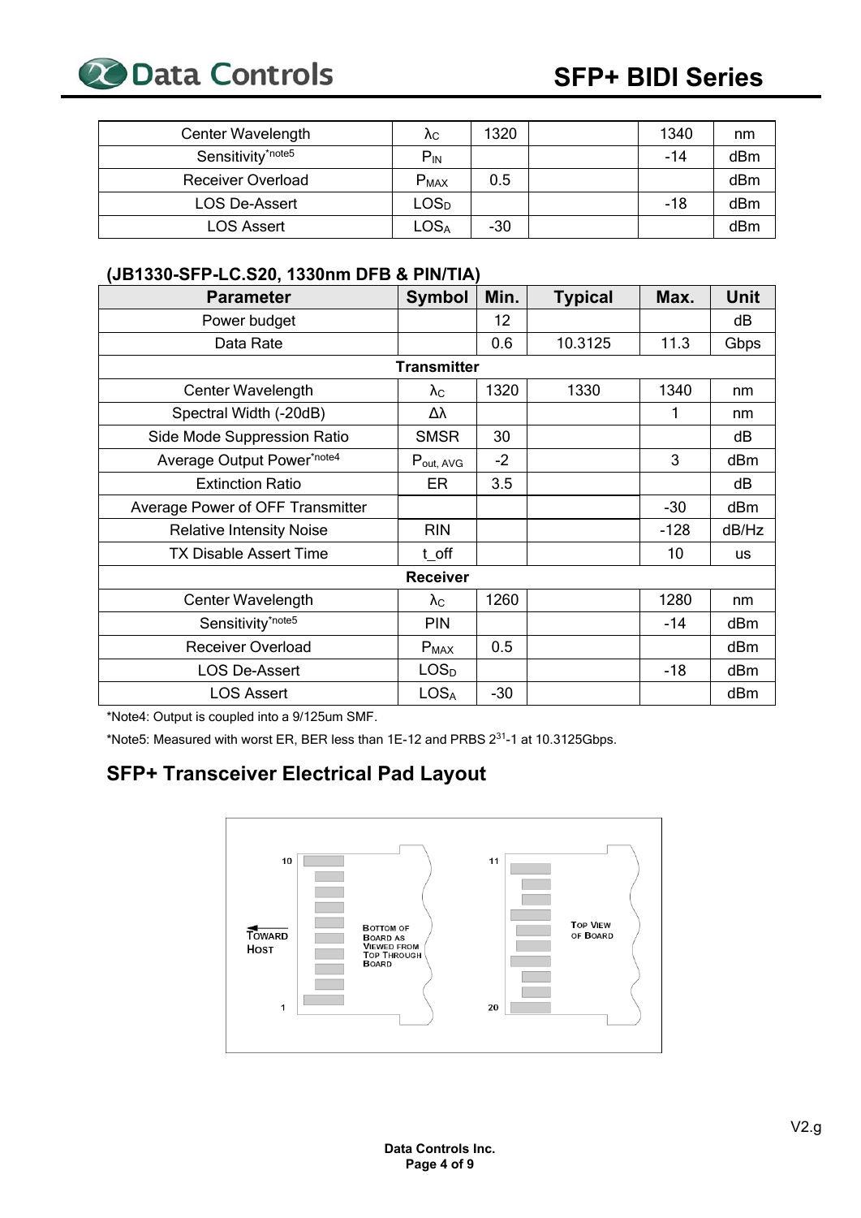| Center Wavelength | $\lambda_C$ | 1320 | | 1340 | nm |
|---|---|---|---|---|---|
| Sensitivity*note5 | $P_{IN}$ | | | -14 | dBm |
| Receiver Overload | $P_{MAX}$ | 0.5 | | | dBm |
| LOS De-Assert | $LOS_D$ | | | -18 | dBm |
| LOS Assert | $LOS_A$ | -30 | | | dBm |

### (JB1330-SFP-LC.S20, 1330nm DFB & PIN/TIA)

| Parameter | Symbol | Min. | Typical | Max. | Unit |
|---|---|---|---|---|---|
| Power budget | | 12 | | | dB |
| Data Rate | | 0.6 | 10.3125 | 11.3 | Gbps |
| **Transmitter** | | | | | |
| Center Wavelength | $\lambda_C$ | 1320 | 1330 | 1340 | nm |
| Spectral Width (-20dB) | $\Delta\lambda$ | | | 1 | nm |
| Side Mode Suppression Ratio | SMSR | 30 | | | dB |
| Average Output Power*note4 | $P_{out, AVG}$ | -2 | | 3 | dBm |
| Extinction Ratio | ER | 3.5 | | | dB |
| Average Power of OFF Transmitter | | | | -30 | dBm |
| Relative Intensity Noise | RIN | | | -128 | dB/Hz |
| TX Disable Assert Time | t_off | | | 10 | us |
| **Receiver** | | | | | |
| Center Wavelength | $\lambda_C$ | 1260 | | 1280 | nm |
| Sensitivity*note5 | PIN | | | -14 | dBm |
| Receiver Overload | $P_{MAX}$ | 0.5 | | | dBm |
| LOS De-Assert | $LOS_D$ | | | -18 | dBm |
| LOS Assert | $LOS_A$ | -30 | | | dBm |

*Note4: Output is coupled into a 9/125um SMF.

*Note5: Measured with worst ER, BER less than 1E-12 and PRBS $2^{31}$-1 at 10.3125Gbps.

## SFP+ Transceiver Electrical Pad Layout

10 · 1 · Toward Host · Bottom of Board as Viewed from Top Through Board

11 · 20 · Top View of Board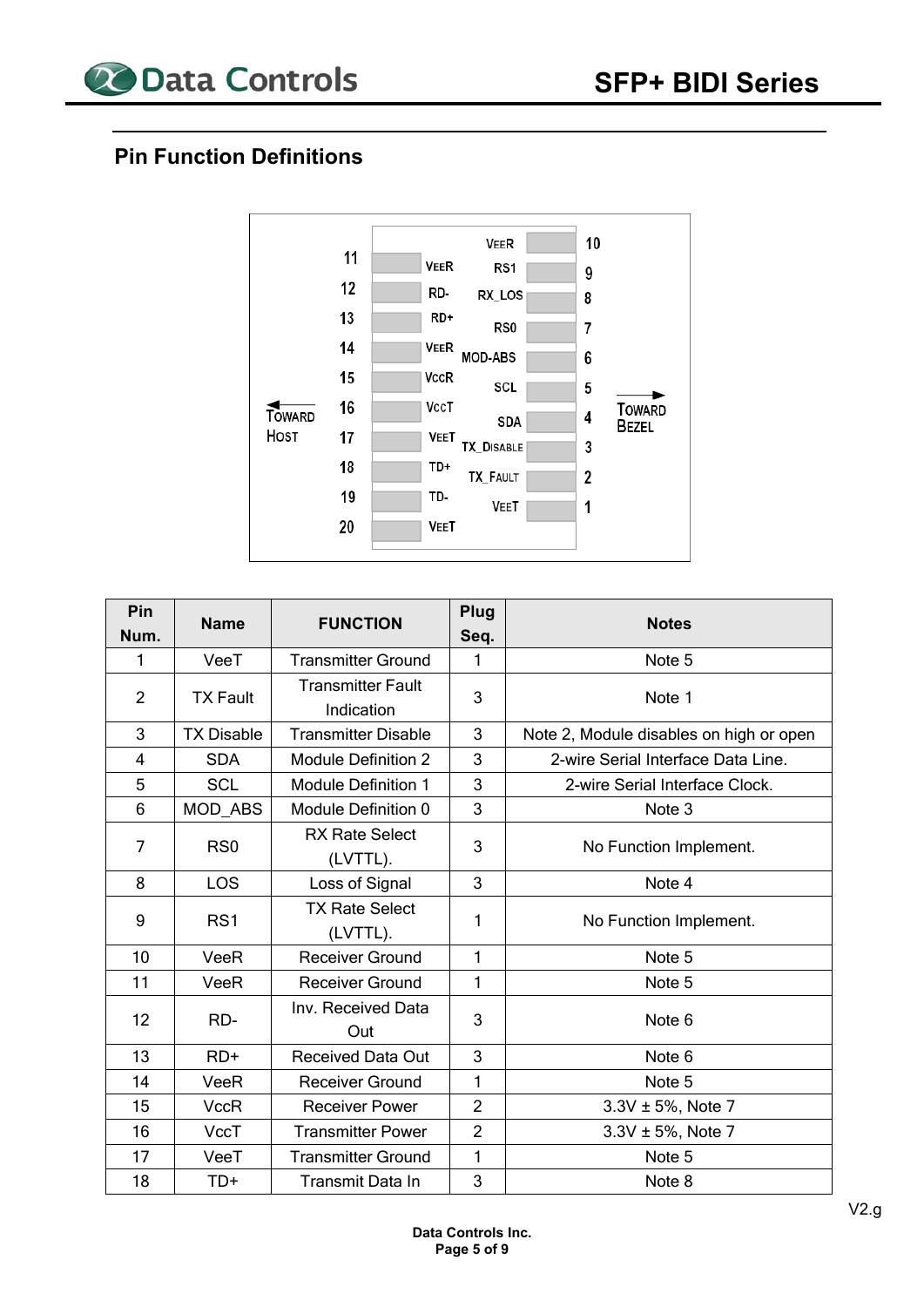## Pin Function Definitions

| Pin Num. | Name | FUNCTION | Plug Seq. | Notes |
|---|---|---|---|---|
| 1 | VeeT | Transmitter Ground | 1 | Note 5 |
| 2 | TX Fault | Transmitter Fault Indication | 3 | Note 1 |
| 3 | TX Disable | Transmitter Disable | 3 | Note 2, Module disables on high or open |
| 4 | SDA | Module Definition 2 | 3 | 2-wire Serial Interface Data Line. |
| 5 | SCL | Module Definition 1 | 3 | 2-wire Serial Interface Clock. |
| 6 | MOD_ABS | Module Definition 0 | 3 | Note 3 |
| 7 | RS0 | RX Rate Select (LVTTL). | 3 | No Function Implement. |
| 8 | LOS | Loss of Signal | 3 | Note 4 |
| 9 | RS1 | TX Rate Select (LVTTL). | 1 | No Function Implement. |
| 10 | VeeR | Receiver Ground | 1 | Note 5 |
| 11 | VeeR | Receiver Ground | 1 | Note 5 |
| 12 | RD- | Inv. Received Data Out | 3 | Note 6 |
| 13 | RD+ | Received Data Out | 3 | Note 6 |
| 14 | VeeR | Receiver Ground | 1 | Note 5 |
| 15 | VccR | Receiver Power | 2 | 3.3V ± 5%, Note 7 |
| 16 | VccT | Transmitter Power | 2 | 3.3V ± 5%, Note 7 |
| 17 | VeeT | Transmitter Ground | 1 | Note 5 |
| 18 | TD+ | Transmit Data In | 3 | Note 8 |

V2.g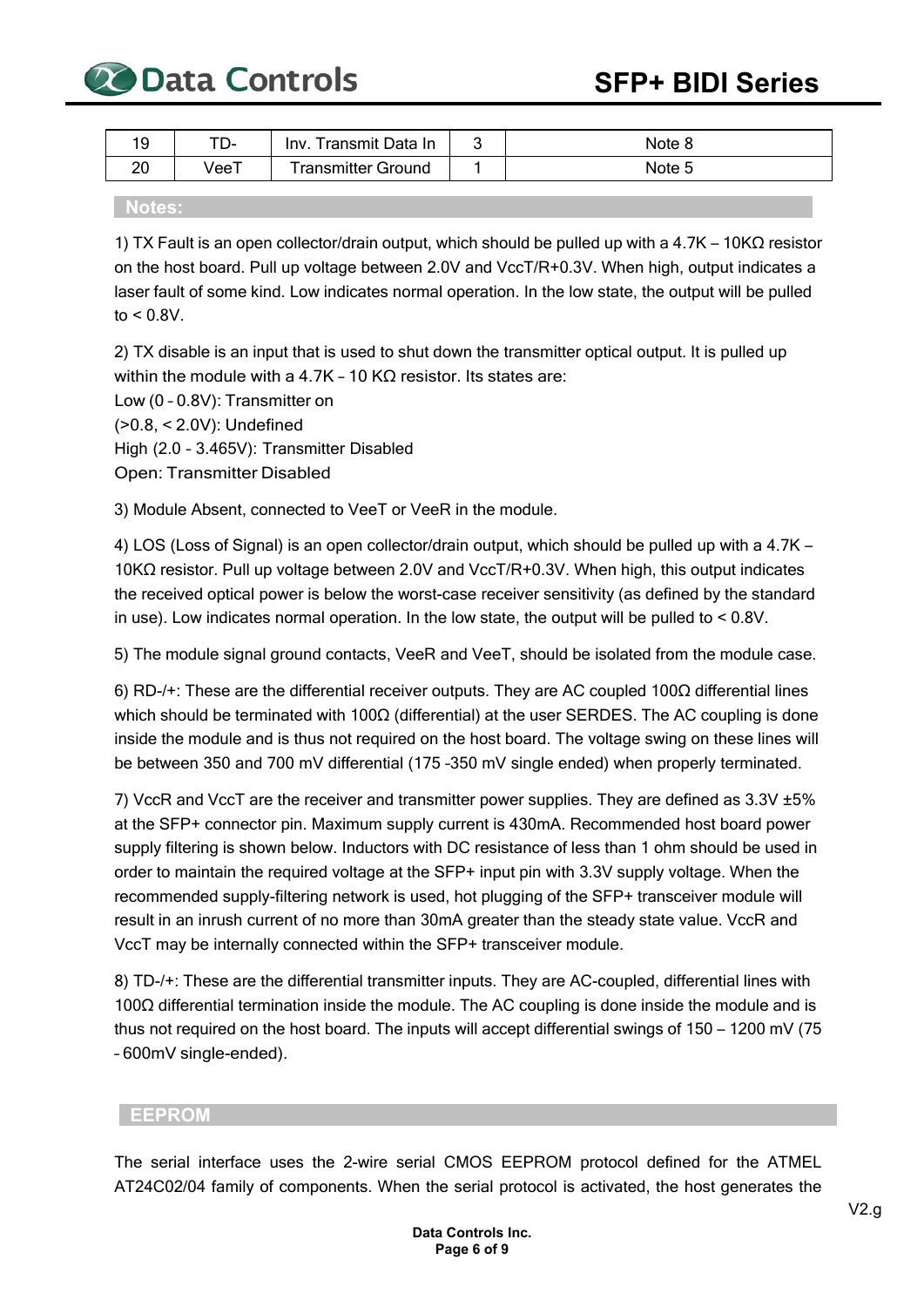| 19 | TD- | Inv. Transmit Data In | 3 | Note 8 |
|---|---|---|---|---|
| 20 | VeeT | Transmitter Ground | 1 | Note 5 |

## Notes:

1) TX Fault is an open collector/drain output, which should be pulled up with a 4.7K – 10KΩ resistor on the host board. Pull up voltage between 2.0V and VccT/R+0.3V. When high, output indicates a laser fault of some kind. Low indicates normal operation. In the low state, the output will be pulled to < 0.8V.

2) TX disable is an input that is used to shut down the transmitter optical output. It is pulled up within the module with a 4.7K – 10 KΩ resistor. Its states are:
Low (0 – 0.8V): Transmitter on
(>0.8, < 2.0V): Undefined
High (2.0 – 3.465V): Transmitter Disabled
Open: Transmitter Disabled

3) Module Absent, connected to VeeT or VeeR in the module.

4) LOS (Loss of Signal) is an open collector/drain output, which should be pulled up with a 4.7K – 10KΩ resistor. Pull up voltage between 2.0V and VccT/R+0.3V. When high, this output indicates the received optical power is below the worst-case receiver sensitivity (as defined by the standard in use). Low indicates normal operation. In the low state, the output will be pulled to < 0.8V.

5) The module signal ground contacts, VeeR and VeeT, should be isolated from the module case.

6) RD-/+: These are the differential receiver outputs. They are AC coupled 100Ω differential lines which should be terminated with 100Ω (differential) at the user SERDES. The AC coupling is done inside the module and is thus not required on the host board. The voltage swing on these lines will be between 350 and 700 mV differential (175 –350 mV single ended) when properly terminated.

7) VccR and VccT are the receiver and transmitter power supplies. They are defined as 3.3V ±5% at the SFP+ connector pin. Maximum supply current is 430mA. Recommended host board power supply filtering is shown below. Inductors with DC resistance of less than 1 ohm should be used in order to maintain the required voltage at the SFP+ input pin with 3.3V supply voltage. When the recommended supply-filtering network is used, hot plugging of the SFP+ transceiver module will result in an inrush current of no more than 30mA greater than the steady state value. VccR and VccT may be internally connected within the SFP+ transceiver module.

8) TD-/+: These are the differential transmitter inputs. They are AC-coupled, differential lines with 100Ω differential termination inside the module. The AC coupling is done inside the module and is thus not required on the host board. The inputs will accept differential swings of 150 – 1200 mV (75 – 600mV single-ended).

## EEPROM

The serial interface uses the 2-wire serial CMOS EEPROM protocol defined for the ATMEL AT24C02/04 family of components. When the serial protocol is activated, the host generates the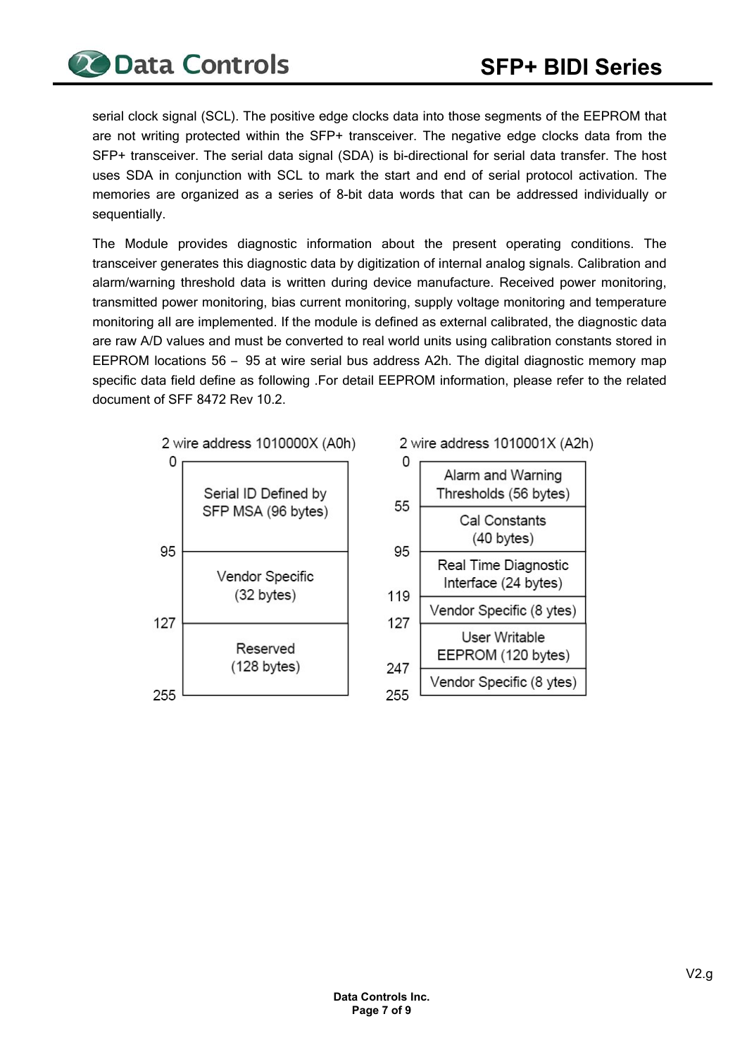serial clock signal (SCL). The positive edge clocks data into those segments of the EEPROM that are not writing protected within the SFP+ transceiver. The negative edge clocks data from the SFP+ transceiver. The serial data signal (SDA) is bi-directional for serial data transfer. The host uses SDA in conjunction with SCL to mark the start and end of serial protocol activation. The memories are organized as a series of 8-bit data words that can be addressed individually or sequentially.

The Module provides diagnostic information about the present operating conditions. The transceiver generates this diagnostic data by digitization of internal analog signals. Calibration and alarm/warning threshold data is written during device manufacture. Received power monitoring, transmitted power monitoring, bias current monitoring, supply voltage monitoring and temperature monitoring all are implemented. If the module is defined as external calibrated, the diagnostic data are raw A/D values and must be converted to real world units using calibration constants stored in EEPROM locations 56 – 95 at wire serial bus address A2h. The digital diagnostic memory map specific data field define as following .For detail EEPROM information, please refer to the related document of SFF 8472 Rev 10.2.

**2 wire address 1010000X (A0h)**

| Address | Content |
|---|---|
| 0 – 95 | Serial ID Defined by SFP MSA (96 bytes) |
| 95 – 127 | Vendor Specific (32 bytes) |
| 127 – 255 | Reserved (128 bytes) |

**2 wire address 1010001X (A2h)**

| Address | Content |
|---|---|
| 0 – 55 | Alarm and Warning Thresholds (56 bytes) |
| 55 – 95 | Cal Constants (40 bytes) |
| 95 – 119 | Real Time Diagnostic Interface (24 bytes) |
| 119 – 127 | Vendor Specific (8 ytes) |
| 127 – 247 | User Writable EEPROM (120 bytes) |
| 247 – 255 | Vendor Specific (8 ytes) |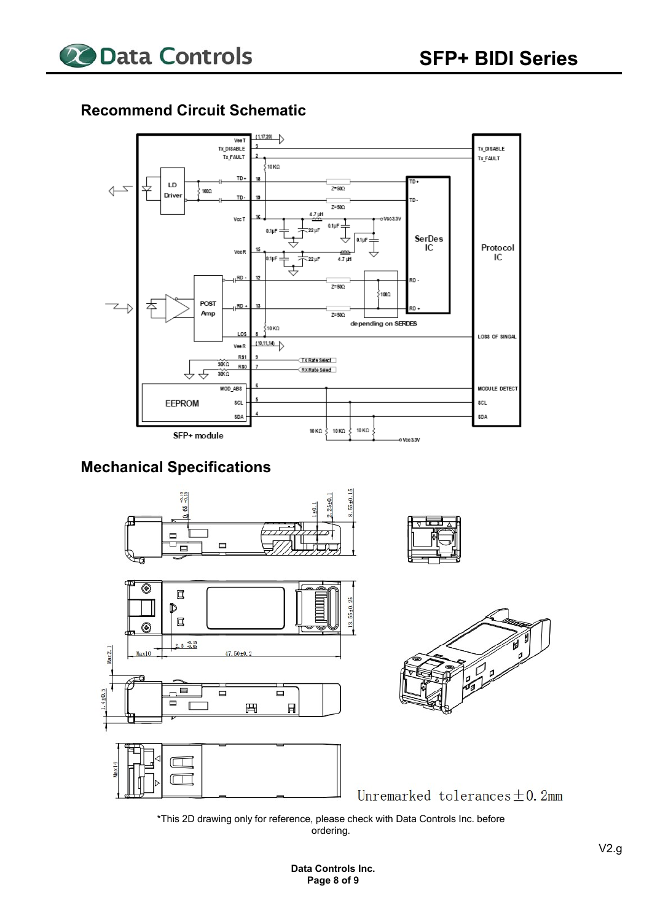## Recommend Circuit Schematic

## Mechanical Specifications

Unremarked tolerances ±0.2mm

*This 2D drawing only for reference, please check with Data Controls Inc. before ordering.

V2.g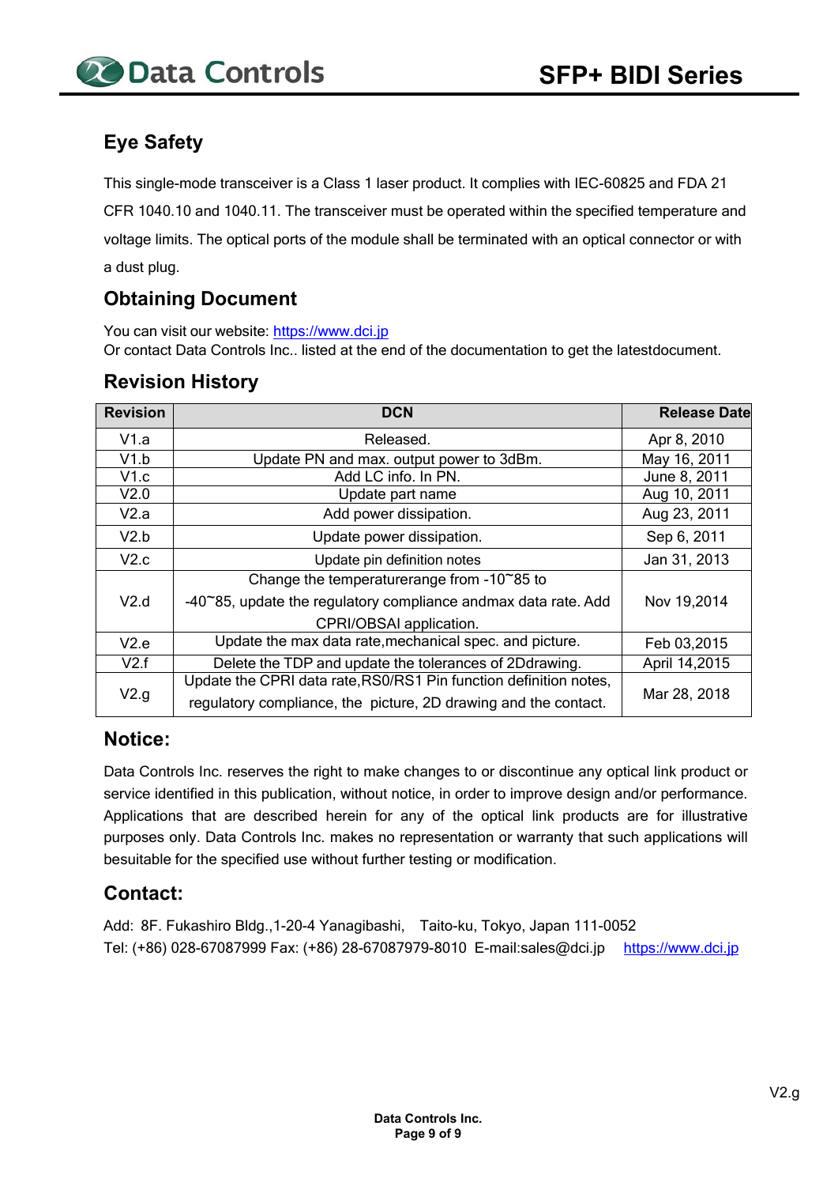## Eye Safety

This single-mode transceiver is a Class 1 laser product. It complies with IEC-60825 and FDA 21 CFR 1040.10 and 1040.11. The transceiver must be operated within the specified temperature and voltage limits. The optical ports of the module shall be terminated with an optical connector or with a dust plug.

## Obtaining Document

You can visit our website: https://www.dci.jp
Or contact Data Controls Inc.. listed at the end of the documentation to get the latestdocument.

## Revision History

| Revision | DCN | Release Date |
|---|---|---|
| V1.a | Released. | Apr 8, 2010 |
| V1.b | Update PN and max. output power to 3dBm. | May 16, 2011 |
| V1.c | Add LC info. In PN. | June 8, 2011 |
| V2.0 | Update part name | Aug 10, 2011 |
| V2.a | Add power dissipation. | Aug 23, 2011 |
| V2.b | Update power dissipation. | Sep 6, 2011 |
| V2.c | Update pin definition notes | Jan 31, 2013 |
| V2.d | Change the temperaturerange from -10~85 to -40~85, update the regulatory compliance andmax data rate. Add CPRI/OBSAI application. | Nov 19,2014 |
| V2.e | Update the max data rate,mechanical spec. and picture. | Feb 03,2015 |
| V2.f | Delete the TDP and update the tolerances of 2Ddrawing. | April 14,2015 |
| V2.g | Update the CPRI data rate,RS0/RS1 Pin function definition notes, regulatory compliance, the picture, 2D drawing and the contact. | Mar 28, 2018 |

## Notice:

Data Controls Inc. reserves the right to make changes to or discontinue any optical link product or service identified in this publication, without notice, in order to improve design and/or performance. Applications that are described herein for any of the optical link products are for illustrative purposes only. Data Controls Inc. makes no representation or warranty that such applications will besuitable for the specified use without further testing or modification.

## Contact:

Add: 8F. Fukashiro Bldg.,1-20-4 Yanagibashi, Taito-ku, Tokyo, Japan 111-0052
Tel: (+86) 028-67087999 Fax: (+86) 28-67087979-8010 E-mail:sales@dci.jp https://www.dci.jp